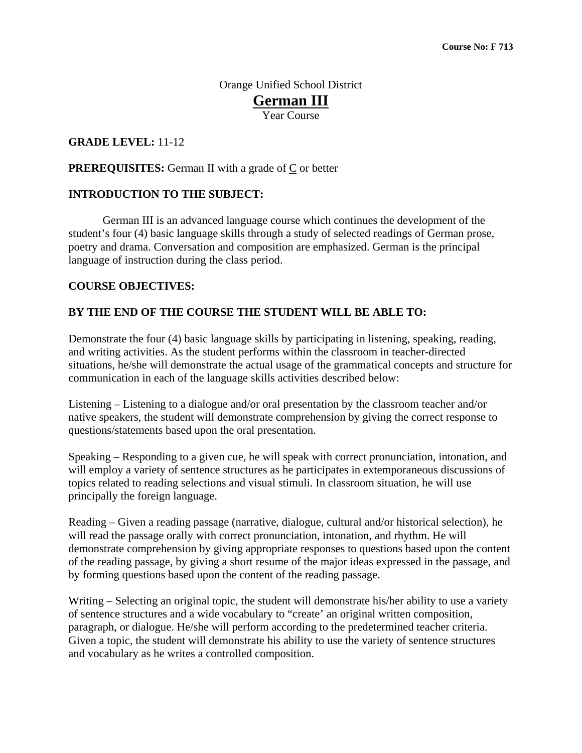**Course No: F 713**

Orange Unified School District

# German III

Year Course

**GRADE LEVEL:** 11-12

**PREREQUISITES:** German II with a grade of C or better

## INTRODUCTION TO THE SUBJECT:

German III is an advanced language course which continues the development of the student's four (4) basic language skills through a study of selected readings of German prose, poetry and drama. Conversation and composition are emphasized. German is the principal language of instruction during the class period.

## COURSE OBJECTIVES:

## BY THE END OF THE COURSE THE STUDENT WILL BE ABLE TO:

Demonstrate the four (4) basic language skills by participating in listening, speaking, reading, and writing activities. As the student performs within the classroom in teacher-directed situations, he/she will demonstrate the actual usage of the grammatical concepts and structure for communication in each of the language skills activities described below:

Listening – Listening to a dialogue and/or oral presentation by the classroom teacher and/or native speakers, the student will demonstrate comprehension by giving the correct response to questions/statements based upon the oral presentation.

Speaking – Responding to a given cue, he will speak with correct pronunciation, intonation, and will employ a variety of sentence structures as he participates in extemporaneous discussions of topics related to reading selections and visual stimuli. In classroom situation, he will use principally the foreign language.

Reading – Given a reading passage (narrative, dialogue, cultural and/or historical selection), he will read the passage orally with correct pronunciation, intonation, and rhythm. He will demonstrate comprehension by giving appropriate responses to questions based upon the content of the reading passage, by giving a short resume of the major ideas expressed in the passage, and by forming questions based upon the content of the reading passage.

Writing – Selecting an original topic, the student will demonstrate his/her ability to use a variety of sentence structures and a wide vocabulary to "create' an original written composition, paragraph, or dialogue. He/she will perform according to the predetermined teacher criteria. Given a topic, the student will demonstrate his ability to use the variety of sentence structures and vocabulary as he writes a controlled composition.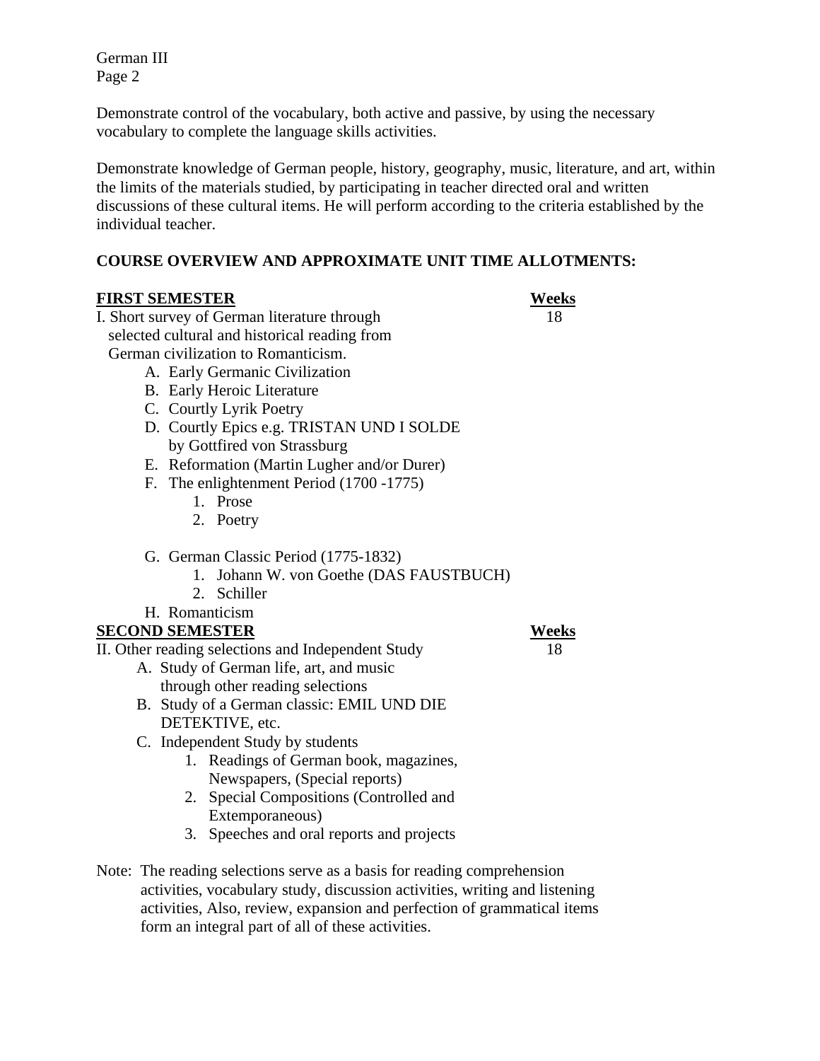Demonstrate control of the vocabulary, both active and passive, by using the necessary vocabulary to complete the language skills activities.

Demonstrate knowledge of German people, history, geography, music, literature, and art, within the limits of the materials studied, by participating in teacher directed oral and written discussions of these cultural items. He will perform according to the criteria established by the individual teacher.

**COURSE OVERVIEW AND APPROXIMATE UNIT TIME ALLOTMENTS:**

| **FIRST SEMESTER** | **Weeks** |
|---|---|
| I. Short survey of German literature through selected cultural and historical reading from German civilization to Romanticism. | 18 |

- A. Early Germanic Civilization
- B. Early Heroic Literature
- C. Courtly Lyrik Poetry
- D. Courtly Epics e.g. TRISTAN UND I SOLDE by Gottfired von Strassburg
- E. Reformation (Martin Lugher and/or Durer)
- F. The enlightenment Period (1700 -1775)
  1. Prose
  2. Poetry
- G. German Classic Period (1775-1832)
  1. Johann W. von Goethe (DAS FAUSTBUCH)
  2. Schiller
- H. Romanticism

| **SECOND SEMESTER** | **Weeks** |
|---|---|
| II. Other reading selections and Independent Study | 18 |

- A. Study of German life, art, and music through other reading selections
- B. Study of a German classic: EMIL UND DIE DETEKTIVE, etc.
- C. Independent Study by students
  1. Readings of German book, magazines, Newspapers, (Special reports)
  2. Special Compositions (Controlled and Extemporaneous)
  3. Speeches and oral reports and projects

Note: The reading selections serve as a basis for reading comprehension activities, vocabulary study, discussion activities, writing and listening activities, Also, review, expansion and perfection of grammatical items form an integral part of all of these activities.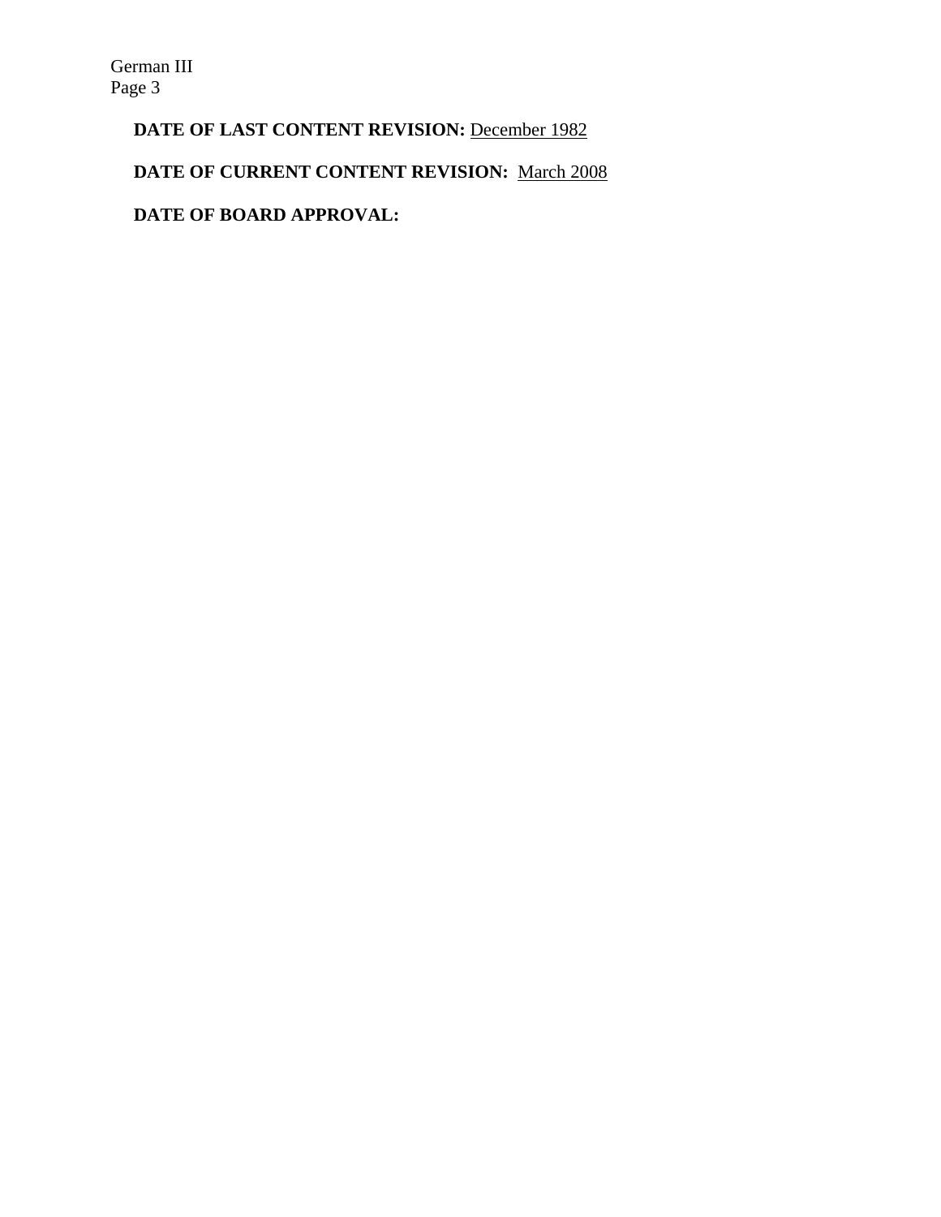**DATE OF LAST CONTENT REVISION:** December 1982

**DATE OF CURRENT CONTENT REVISION:** March 2008

**DATE OF BOARD APPROVAL:**